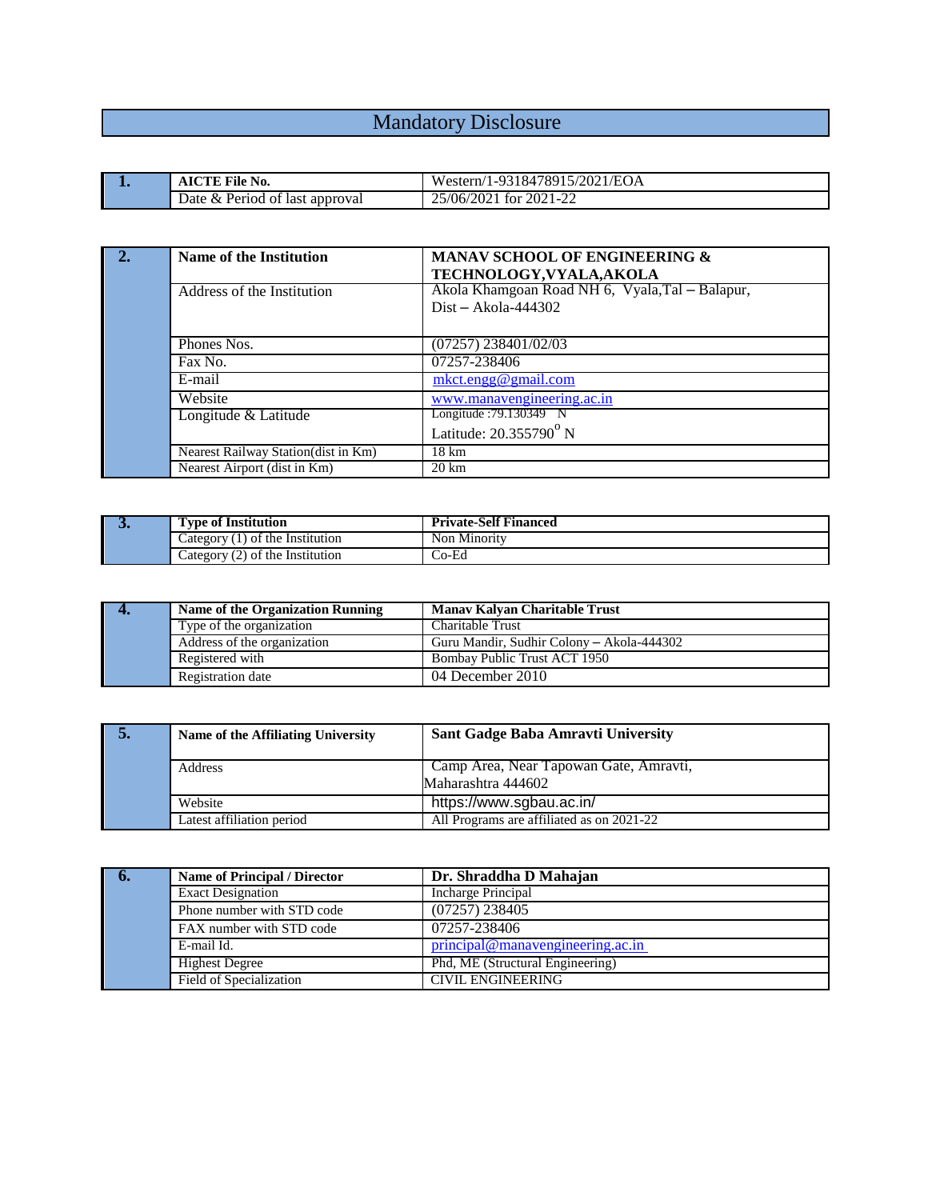# Mandatory Disclosure

| 1. | AICTE File No. | Western/1-9318478915/2021/EOA |
|---|---|---|
| | Date & Period of last approval | 25/06/2021 for 2021-22 |

| 2. | Name of the Institution | MANAV SCHOOL OF ENGINEERING & TECHNOLOGY,VYALA,AKOLA |
|---|---|---|
| | Address of the Institution | Akola Khamgoan Road NH 6, Vyala,Tal – Balapur, Dist – Akola-444302 |
| | Phones Nos. | (07257) 238401/02/03 |
| | Fax No. | 07257-238406 |
| | E-mail | mkct.engg@gmail.com |
| | Website | www.manavengineering.ac.in |
| | Longitude & Latitude | Longitude :79.130349 N<br>Latitude: 20.355790$^{o}$ N |
| | Nearest Railway Station(dist in Km) | 18 km |
| | Nearest Airport (dist in Km) | 20 km |

| 3. | Type of Institution | Private-Self Financed |
|---|---|---|
| | Category (1) of the Institution | Non Minority |
| | Category (2) of the Institution | Co-Ed |

| 4. | Name of the Organization Running | Manav Kalyan Charitable Trust |
|---|---|---|
| | Type of the organization | Charitable Trust |
| | Address of the organization | Guru Mandir, Sudhir Colony – Akola-444302 |
| | Registered with | Bombay Public Trust ACT 1950 |
| | Registration date | 04 December 2010 |

| 5. | Name of the Affiliating University | Sant Gadge Baba Amravti University |
|---|---|---|
| | Address | Camp Area, Near Tapowan Gate, Amravti, Maharashtra 444602 |
| | Website | https://www.sgbau.ac.in/ |
| | Latest affiliation period | All Programs are affiliated as on 2021-22 |

| 6. | Name of Principal / Director | Dr. Shraddha D Mahajan |
|---|---|---|
| | Exact Designation | Incharge Principal |
| | Phone number with STD code | (07257) 238405 |
| | FAX number with STD code | 07257-238406 |
| | E-mail Id. | principal@manavengineering.ac.in |
| | Highest Degree | Phd, ME (Structural Engineering) |
| | Field of Specialization | CIVIL ENGINEERING |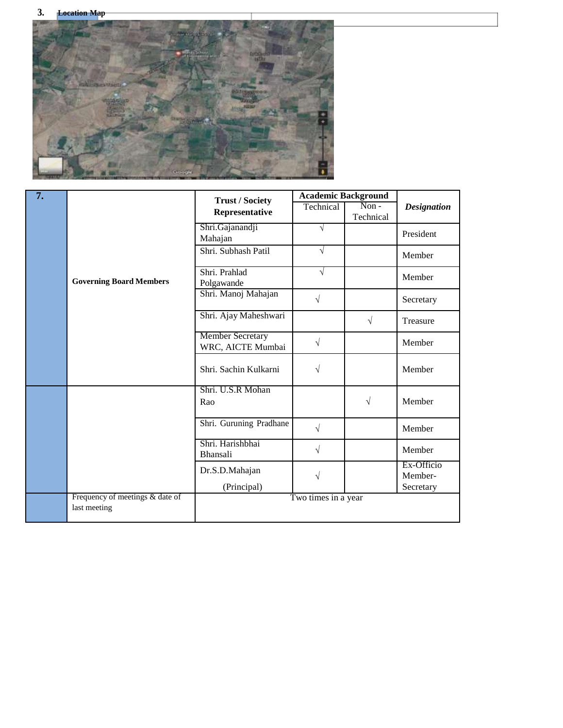3. **Location Map**

| 7. | | **Trust / Society Representative** | **Academic Background** | | ***Designation*** |
|---|---|---|---|---|---|
| | | | Technical | Non - Technical | |
| | **Governing Board Members** | Shri.Gajanandji Mahajan | √ | | President |
| | | Shri. Subhash Patil | √ | | Member |
| | | Shri. Prahlad Polgawande | √ | | Member |
| | | Shri. Manoj Mahajan | √ | | Secretary |
| | | Shri. Ajay Maheshwari | | √ | Treasure |
| | | Member Secretary WRC, AICTE Mumbai | √ | | Member |
| | | Shri. Sachin Kulkarni | √ | | Member |
| | | Shri. U.S.R Mohan Rao | | √ | Member |
| | | Shri. Guruning Pradhane | √ | | Member |
| | | Shri. Harishbhai Bhansali | √ | | Member |
| | | Dr.S.D.Mahajan (Principal) | √ | | Ex-Officio Member-Secretary |
| | Frequency of meetings & date of last meeting | Two times in a year | | | |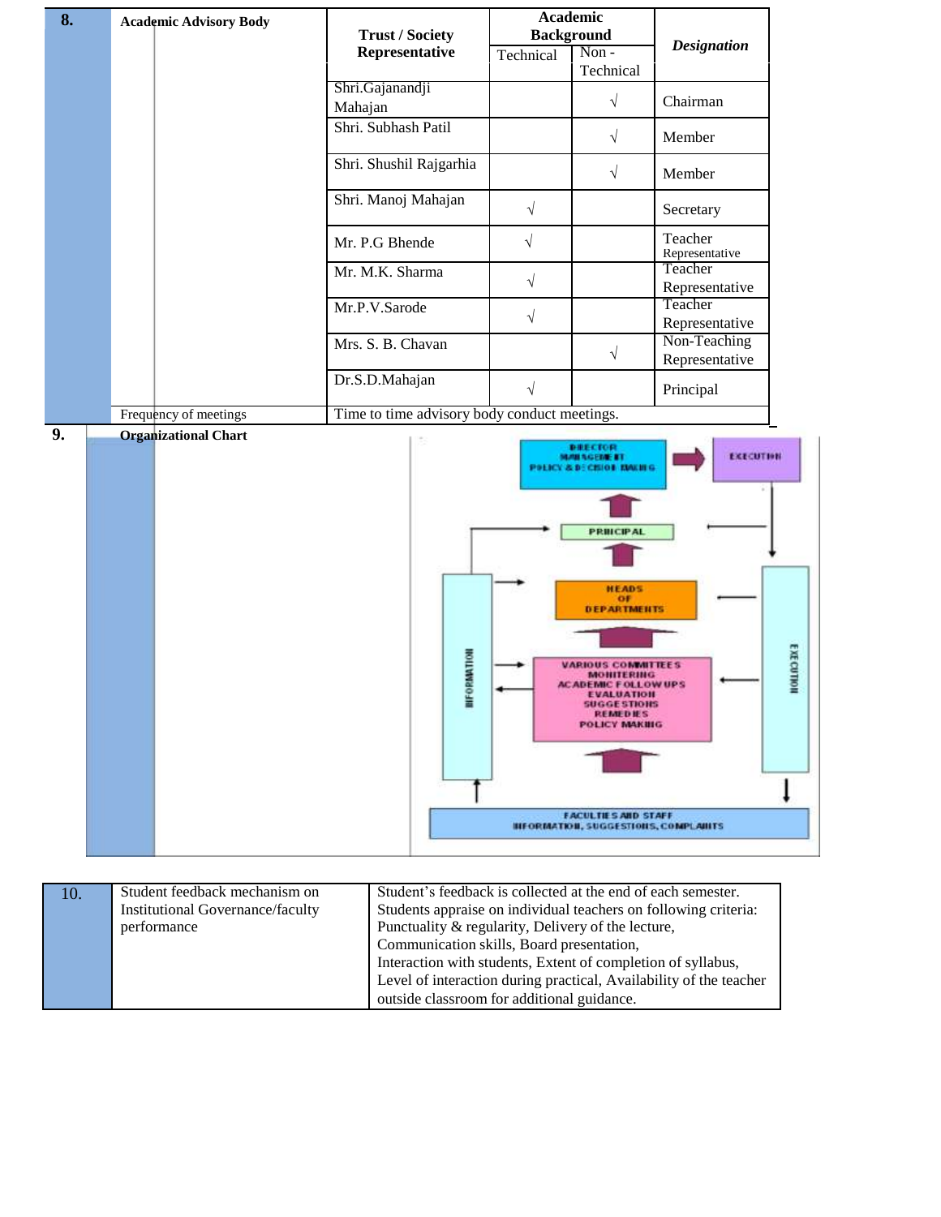| 8. | Academic Advisory Body | Trust / Society Representative | Academic Background | | *Designation* |
|---|---|---|---|---|---|
| | | | Technical | Non - Technical | |
| | | Shri.Gajanandji Mahajan | | √ | Chairman |
| | | Shri. Subhash Patil | | √ | Member |
| | | Shri. Shushil Rajgarhia | | √ | Member |
| | | Shri. Manoj Mahajan | √ | | Secretary |
| | | Mr. P.G Bhende | √ | | Teacher Representative |
| | | Mr. M.K. Sharma | √ | | Teacher Representative |
| | | Mr.P.V.Sarode | √ | | Teacher Representative |
| | | Mrs. S. B. Chavan | | √ | Non-Teaching Representative |
| | | Dr.S.D.Mahajan | √ | | Principal |
| | Frequency of meetings | Time to time advisory body conduct meetings. | | | |

| 9. | **Organizational Chart** |
|---|---|

DIRECTOR MANAGEMENT POLICY & DECISION MAKING → EXECUTION

PRINCIPAL

HEADS OF DEPARTMENTS

VARIOUS COMMITTEES MONITERING ACADEMIC FOLLOW UPS EVALUATION SUGGESTIONS REMEDIES POLICY MAKING

INFORMATION | EXECUTION

FACULTIES AND STAFF INFORMATION, SUGGESTIONS, COMPLAINTS

| 10. | Student feedback mechanism on Institutional Governance/faculty performance | Student's feedback is collected at the end of each semester. Students appraise on individual teachers on following criteria: Punctuality & regularity, Delivery of the lecture, Communication skills, Board presentation, Interaction with students, Extent of completion of syllabus, Level of interaction during practical, Availability of the teacher outside classroom for additional guidance. |
|---|---|---|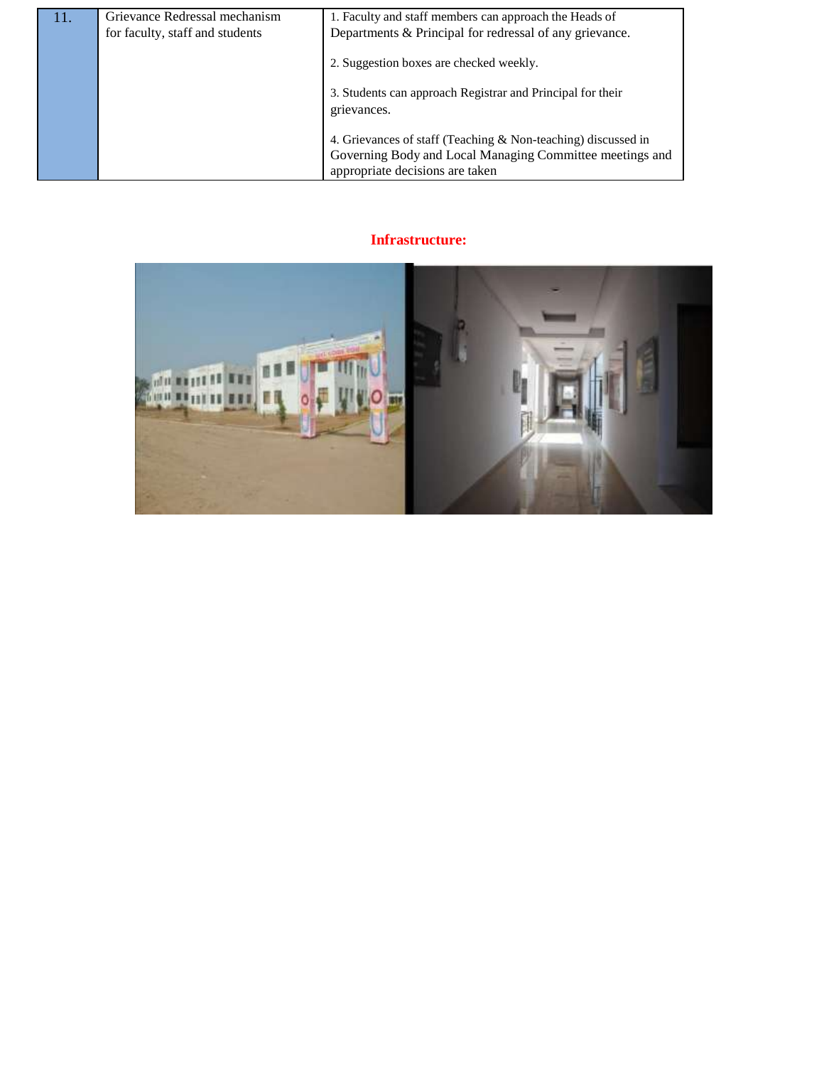| | | |
|---|---|---|
| 11. | Grievance Redressal mechanism for faculty, staff and students | 1. Faculty and staff members can approach the Heads of Departments & Principal for redressal of any grievance.<br><br>2. Suggestion boxes are checked weekly.<br><br>3. Students can approach Registrar and Principal for their grievances.<br><br>4. Grievances of staff (Teaching & Non-teaching) discussed in Governing Body and Local Managing Committee meetings and appropriate decisions are taken |

**Infrastructure:**